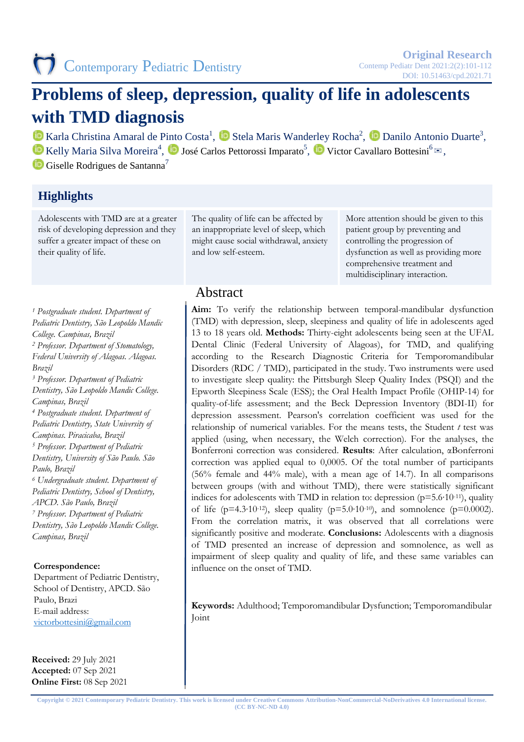Original Research

# Problems of sleep, depression, quality of life in adolescents with TMD diagnosis

Karla Christina Amaral de Pinto Costa[1], Stela Maris Wanderley Rocha[2], Danilo Antonio Duarte[3], Kelly Maria Silva Moreira[4], José Carlos Pettorossi Imparato[5], Victor Cavallaro Bottesini[6], Giselle Rodrigues de Santanna[7]

## Highlights

Adolescents with TMD are at a greater risk of developing depression and they suffer a greater impact of these on their quality of life.

The quality of life can be affected by an inappropriate level of sleep, which might cause social withdrawal, anxiety and low self-esteem.

More attention should be given to this patient group by preventing and controlling the progression of dysfunction as well as providing more comprehensive treatment and multidisciplinary interaction.

## Abstract

**Aim:** To verify the relationship between temporal-mandibular dysfunction (TMD) with depression, sleep, sleepiness and quality of life in adolescents aged 13 to 18 years old. **Methods:** Thirty-eight adolescents being seen at the UFAL Dental Clinic (Federal University of Alagoas), for TMD, and qualifying according to the Research Diagnostic Criteria for Temporomandibular Disorders (RDC / TMD), participated in the study. Two instruments were used to investigate sleep quality: the Pittsburgh Sleep Quality Index (PSQI) and the Epworth Sleepiness Scale (ESS); the Oral Health Impact Profile (OHIP-14) for quality-of-life assessment; and the Beck Depression Inventory (BDI-II) for depression assessment. Pearson's correlation coefficient was used for the relationship of numerical variables. For the means tests, the Student *t* test was applied (using, when necessary, the Welch correction). For the analyses, the Bonferroni correction was considered. **Results**: After calculation, αBonferroni correction was applied equal to 0,0005. Of the total number of participants (56% female and 44% male), with a mean age of 14.7). In all comparisons between groups (with and without TMD), there were statistically significant indices for adolescents with TMD in relation to: depression ($p=5.6 \cdot 10^{-11}$), quality of life ($p=4.3 \cdot 10^{-12}$), sleep quality ($p=5.0 \cdot 10^{-10}$), and somnolence ($p=0.0002$). From the correlation matrix, it was observed that all correlations were significantly positive and moderate. **Conclusions:** Adolescents with a diagnosis of TMD presented an increase of depression and somnolence, as well as impairment of sleep quality and quality of life, and these same variables can influence on the onset of TMD.

**Keywords:** Adulthood; Temporomandibular Dysfunction; Temporomandibular Joint

[1] *Postgraduate student. Department of Pediatric Dentistry, São Leopoldo Mandic College. Campinas, Brazil*
[2] *Professor. Department of Stomatology, Federal University of Alagoas. Alagoas. Brazil*
[3] *Professor. Department of Pediatric Dentistry, São Leopoldo Mandic College. Campinas, Brazil*
[4] *Postgraduate student. Department of Pediatric Dentistry, State University of Campinas. Piracicaba, Brazil*
[5] *Professor. Department of Pediatric Dentistry, University of São Paulo. São Paulo, Brazil*
[6] *Undergraduate student. Department of Pediatric Dentistry, School of Dentistry, APCD. São Paulo, Brazil*
[7] *Professor. Department of Pediatric Dentistry, São Leopoldo Mandic College. Campinas, Brazil*

**Correspondence:**
Department of Pediatric Dentistry, School of Dentistry, APCD. São Paulo, Brazi
E-mail address: victorbottesini@gmail.com

**Received:** 29 July 2021
**Accepted:** 07 Sep 2021
**Online First:** 08 Sep 2021

Copyright © 2021 Contemporary Pediatric Dentistry. This work is licensed under Creative Commons Attribution-NonCommercial-NoDerivatives 4.0 International license. (CC BY-NC-ND 4.0)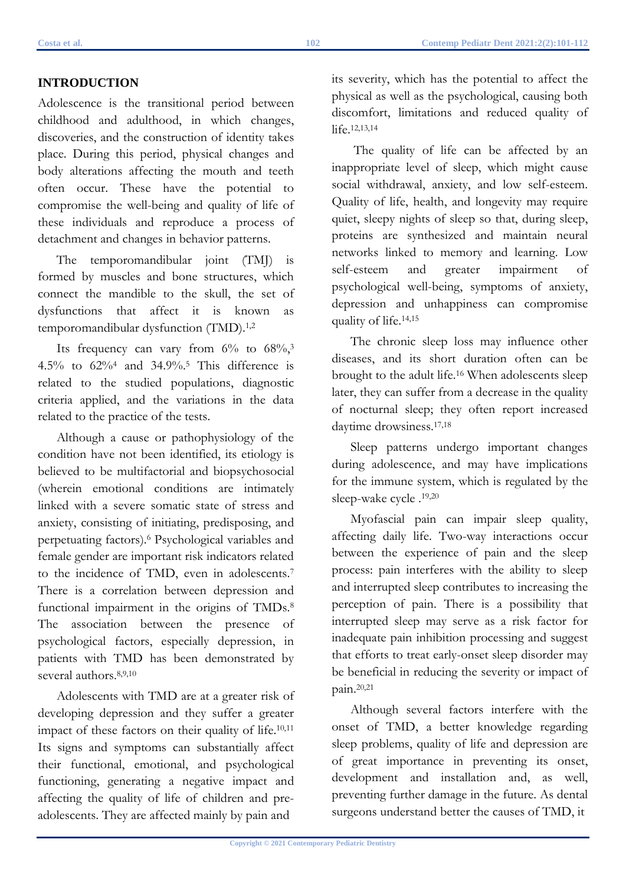## INTRODUCTION

Adolescence is the transitional period between childhood and adulthood, in which changes, discoveries, and the construction of identity takes place. During this period, physical changes and body alterations affecting the mouth and teeth often occur. These have the potential to compromise the well-being and quality of life of these individuals and reproduce a process of detachment and changes in behavior patterns.

The temporomandibular joint (TMJ) is formed by muscles and bone structures, which connect the mandible to the skull, the set of dysfunctions that affect it is known as temporomandibular dysfunction (TMD).[1,2]

Its frequency can vary from 6% to 68%,[3] 4.5% to 62%[4] and 34.9%.[5] This difference is related to the studied populations, diagnostic criteria applied, and the variations in the data related to the practice of the tests.

Although a cause or pathophysiology of the condition have not been identified, its etiology is believed to be multifactorial and biopsychosocial (wherein emotional conditions are intimately linked with a severe somatic state of stress and anxiety, consisting of initiating, predisposing, and perpetuating factors).[6] Psychological variables and female gender are important risk indicators related to the incidence of TMD, even in adolescents.[7] There is a correlation between depression and functional impairment in the origins of TMDs.[8] The association between the presence of psychological factors, especially depression, in patients with TMD has been demonstrated by several authors.[8,9,10]

Adolescents with TMD are at a greater risk of developing depression and they suffer a greater impact of these factors on their quality of life.[10,11] Its signs and symptoms can substantially affect their functional, emotional, and psychological functioning, generating a negative impact and affecting the quality of life of children and pre-adolescents. They are affected mainly by pain and its severity, which has the potential to affect the physical as well as the psychological, causing both discomfort, limitations and reduced quality of life.[12,13,14]

The quality of life can be affected by an inappropriate level of sleep, which might cause social withdrawal, anxiety, and low self-esteem. Quality of life, health, and longevity may require quiet, sleepy nights of sleep so that, during sleep, proteins are synthesized and maintain neural networks linked to memory and learning. Low self-esteem and greater impairment of psychological well-being, symptoms of anxiety, depression and unhappiness can compromise quality of life.[14,15]

The chronic sleep loss may influence other diseases, and its short duration often can be brought to the adult life.[16] When adolescents sleep later, they can suffer from a decrease in the quality of nocturnal sleep; they often report increased daytime drowsiness.[17,18]

Sleep patterns undergo important changes during adolescence, and may have implications for the immune system, which is regulated by the sleep-wake cycle .[19,20]

Myofascial pain can impair sleep quality, affecting daily life. Two-way interactions occur between the experience of pain and the sleep process: pain interferes with the ability to sleep and interrupted sleep contributes to increasing the perception of pain. There is a possibility that interrupted sleep may serve as a risk factor for inadequate pain inhibition processing and suggest that efforts to treat early-onset sleep disorder may be beneficial in reducing the severity or impact of pain.[20,21]

Although several factors interfere with the onset of TMD, a better knowledge regarding sleep problems, quality of life and depression are of great importance in preventing its onset, development and installation and, as well, preventing further damage in the future. As dental surgeons understand better the causes of TMD, it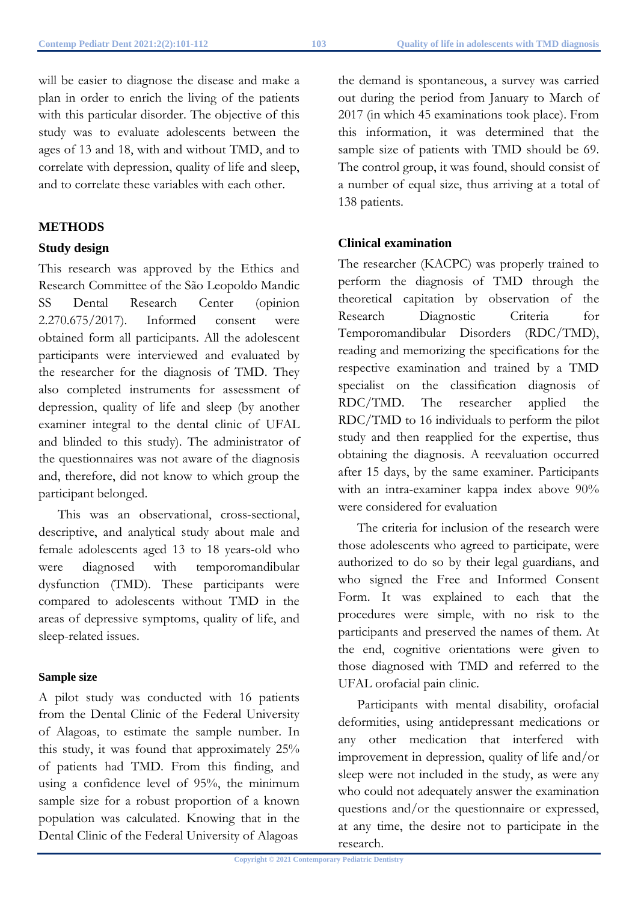will be easier to diagnose the disease and make a plan in order to enrich the living of the patients with this particular disorder. The objective of this study was to evaluate adolescents between the ages of 13 and 18, with and without TMD, and to correlate with depression, quality of life and sleep, and to correlate these variables with each other.

## METHODS

### Study design

This research was approved by the Ethics and Research Committee of the São Leopoldo Mandic SS Dental Research Center (opinion 2.270.675/2017). Informed consent were obtained form all participants. All the adolescent participants were interviewed and evaluated by the researcher for the diagnosis of TMD. They also completed instruments for assessment of depression, quality of life and sleep (by another examiner integral to the dental clinic of UFAL and blinded to this study). The administrator of the questionnaires was not aware of the diagnosis and, therefore, did not know to which group the participant belonged.

This was an observational, cross-sectional, descriptive, and analytical study about male and female adolescents aged 13 to 18 years-old who were diagnosed with temporomandibular dysfunction (TMD). These participants were compared to adolescents without TMD in the areas of depressive symptoms, quality of life, and sleep-related issues.

#### Sample size

A pilot study was conducted with 16 patients from the Dental Clinic of the Federal University of Alagoas, to estimate the sample number. In this study, it was found that approximately 25% of patients had TMD. From this finding, and using a confidence level of 95%, the minimum sample size for a robust proportion of a known population was calculated. Knowing that in the Dental Clinic of the Federal University of Alagoas the demand is spontaneous, a survey was carried out during the period from January to March of 2017 (in which 45 examinations took place). From this information, it was determined that the sample size of patients with TMD should be 69. The control group, it was found, should consist of a number of equal size, thus arriving at a total of 138 patients.

### Clinical examination

The researcher (KACPC) was properly trained to perform the diagnosis of TMD through the theoretical capitation by observation of the Research Diagnostic Criteria for Temporomandibular Disorders (RDC/TMD), reading and memorizing the specifications for the respective examination and trained by a TMD specialist on the classification diagnosis of RDC/TMD. The researcher applied the RDC/TMD to 16 individuals to perform the pilot study and then reapplied for the expertise, thus obtaining the diagnosis. A reevaluation occurred after 15 days, by the same examiner. Participants with an intra-examiner kappa index above 90% were considered for evaluation

The criteria for inclusion of the research were those adolescents who agreed to participate, were authorized to do so by their legal guardians, and who signed the Free and Informed Consent Form. It was explained to each that the procedures were simple, with no risk to the participants and preserved the names of them. At the end, cognitive orientations were given to those diagnosed with TMD and referred to the UFAL orofacial pain clinic.

Participants with mental disability, orofacial deformities, using antidepressant medications or any other medication that interfered with improvement in depression, quality of life and/or sleep were not included in the study, as were any who could not adequately answer the examination questions and/or the questionnaire or expressed, at any time, the desire not to participate in the research.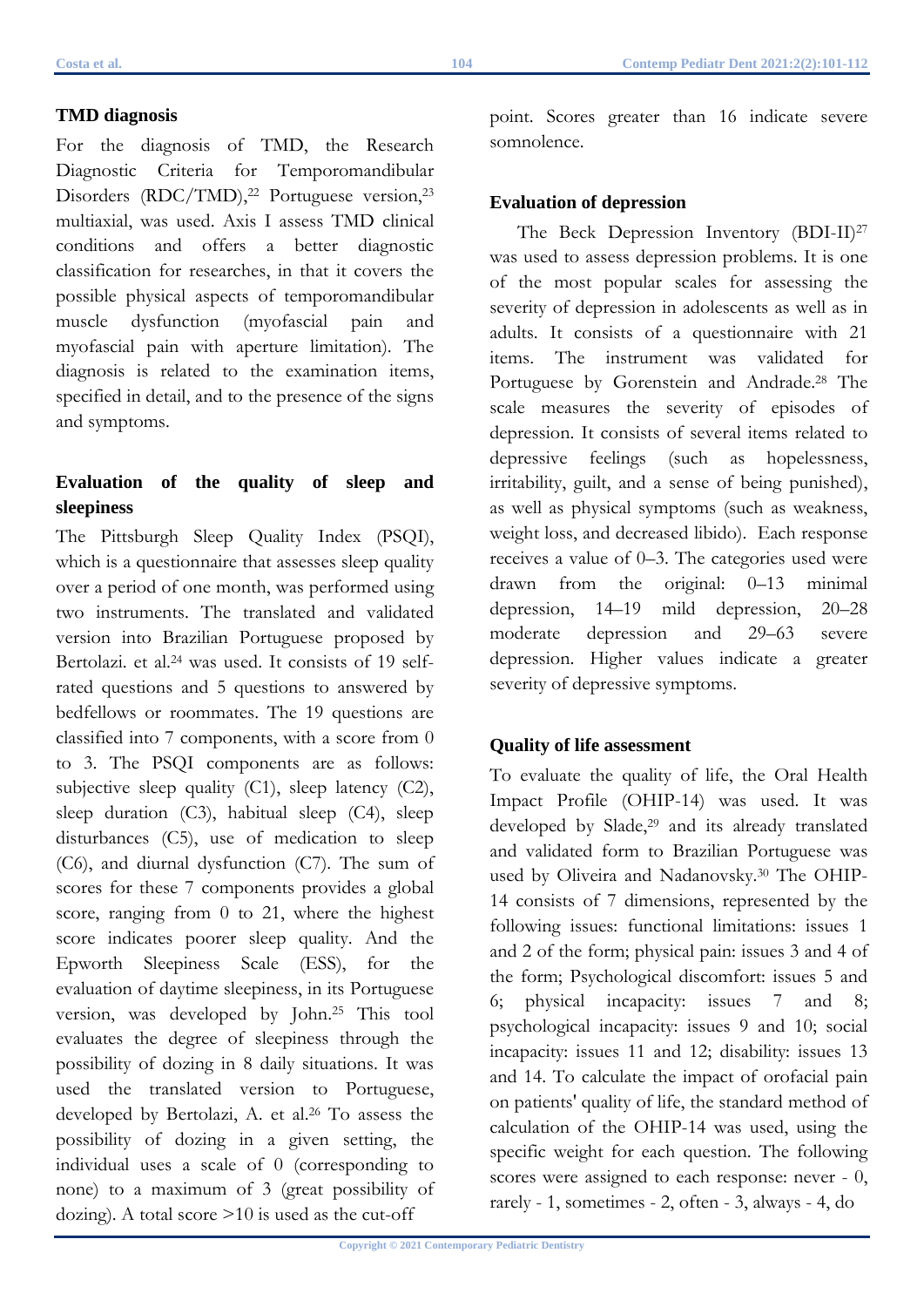### TMD diagnosis

For the diagnosis of TMD, the Research Diagnostic Criteria for Temporomandibular Disorders (RDC/TMD),[22] Portuguese version,[23] multiaxial, was used. Axis I assess TMD clinical conditions and offers a better diagnostic classification for researches, in that it covers the possible physical aspects of temporomandibular muscle dysfunction (myofascial pain and myofascial pain with aperture limitation). The diagnosis is related to the examination items, specified in detail, and to the presence of the signs and symptoms.

### Evaluation of the quality of sleep and sleepiness

The Pittsburgh Sleep Quality Index (PSQI), which is a questionnaire that assesses sleep quality over a period of one month, was performed using two instruments. The translated and validated version into Brazilian Portuguese proposed by Bertolazi. et al.[24] was used. It consists of 19 self-rated questions and 5 questions to answered by bedfellows or roommates. The 19 questions are classified into 7 components, with a score from 0 to 3. The PSQI components are as follows: subjective sleep quality (C1), sleep latency (C2), sleep duration (C3), habitual sleep (C4), sleep disturbances (C5), use of medication to sleep (C6), and diurnal dysfunction (C7). The sum of scores for these 7 components provides a global score, ranging from 0 to 21, where the highest score indicates poorer sleep quality. And the Epworth Sleepiness Scale (ESS), for the evaluation of daytime sleepiness, in its Portuguese version, was developed by John.[25] This tool evaluates the degree of sleepiness through the possibility of dozing in 8 daily situations. It was used the translated version to Portuguese, developed by Bertolazi, A. et al.[26] To assess the possibility of dozing in a given setting, the individual uses a scale of 0 (corresponding to none) to a maximum of 3 (great possibility of dozing). A total score >10 is used as the cut-off point. Scores greater than 16 indicate severe somnolence.

### Evaluation of depression

The Beck Depression Inventory (BDI-II)[27] was used to assess depression problems. It is one of the most popular scales for assessing the severity of depression in adolescents as well as in adults. It consists of a questionnaire with 21 items. The instrument was validated for Portuguese by Gorenstein and Andrade.[28] The scale measures the severity of episodes of depression. It consists of several items related to depressive feelings (such as hopelessness, irritability, guilt, and a sense of being punished), as well as physical symptoms (such as weakness, weight loss, and decreased libido). Each response receives a value of 0–3. The categories used were drawn from the original: 0–13 minimal depression, 14–19 mild depression, 20–28 moderate depression and 29–63 severe depression. Higher values indicate a greater severity of depressive symptoms.

### Quality of life assessment

To evaluate the quality of life, the Oral Health Impact Profile (OHIP-14) was used. It was developed by Slade,[29] and its already translated and validated form to Brazilian Portuguese was used by Oliveira and Nadanovsky.[30] The OHIP-14 consists of 7 dimensions, represented by the following issues: functional limitations: issues 1 and 2 of the form; physical pain: issues 3 and 4 of the form; Psychological discomfort: issues 5 and 6; physical incapacity: issues 7 and 8; psychological incapacity: issues 9 and 10; social incapacity: issues 11 and 12; disability: issues 13 and 14. To calculate the impact of orofacial pain on patients' quality of life, the standard method of calculation of the OHIP-14 was used, using the specific weight for each question. The following scores were assigned to each response: never - 0, rarely - 1, sometimes - 2, often - 3, always - 4, do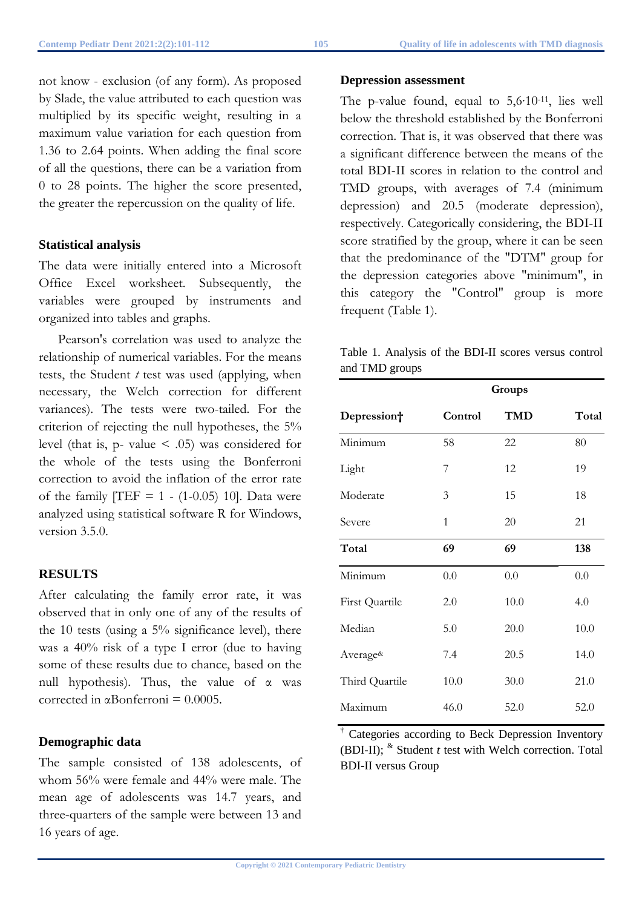not know - exclusion (of any form). As proposed by Slade, the value attributed to each question was multiplied by its specific weight, resulting in a maximum value variation for each question from 1.36 to 2.64 points. When adding the final score of all the questions, there can be a variation from 0 to 28 points. The higher the score presented, the greater the repercussion on the quality of life.

### Statistical analysis

The data were initially entered into a Microsoft Office Excel worksheet. Subsequently, the variables were grouped by instruments and organized into tables and graphs.

Pearson's correlation was used to analyze the relationship of numerical variables. For the means tests, the Student *t* test was used (applying, when necessary, the Welch correction for different variances). The tests were two-tailed. For the criterion of rejecting the null hypotheses, the 5% level (that is, p- value < .05) was considered for the whole of the tests using the Bonferroni correction to avoid the inflation of the error rate of the family [TEF = $1 - (1-0.05)^{10}$]. Data were analyzed using statistical software R for Windows, version 3.5.0.

## RESULTS

After calculating the family error rate, it was observed that in only one of any of the results of the 10 tests (using a 5% significance level), there was a 40% risk of a type I error (due to having some of these results due to chance, based on the null hypothesis). Thus, the value of α was corrected in αBonferroni = 0.0005.

### Demographic data

The sample consisted of 138 adolescents, of whom 56% were female and 44% were male. The mean age of adolescents was 14.7 years, and three-quarters of the sample were between 13 and 16 years of age.

### Depression assessment

The p-value found, equal to $5{,}6 \cdot 10^{-11}$, lies well below the threshold established by the Bonferroni correction. That is, it was observed that there was a significant difference between the means of the total BDI-II scores in relation to the control and TMD groups, with averages of 7.4 (minimum depression) and 20.5 (moderate depression), respectively. Categorically considering, the BDI-II score stratified by the group, where it can be seen that the predominance of the "DTM" group for the depression categories above "minimum", in this category the "Control" group is more frequent (Table 1).

Table 1. Analysis of the BDI-II scores versus control and TMD groups

| | Groups | | |
|---|---|---|---|
| **Depression†** | **Control** | **TMD** | **Total** |
| Minimum | 58 | 22 | 80 |
| Light | 7 | 12 | 19 |
| Moderate | 3 | 15 | 18 |
| Severe | 1 | 20 | 21 |
| **Total** | **69** | **69** | **138** |
| Minimum | 0.0 | 0.0 | 0.0 |
| First Quartile | 2.0 | 10.0 | 4.0 |
| Median | 5.0 | 20.0 | 10.0 |
| Average& | 7.4 | 20.5 | 14.0 |
| Third Quartile | 10.0 | 30.0 | 21.0 |
| Maximum | 46.0 | 52.0 | 52.0 |

† Categories according to Beck Depression Inventory (BDI-II); & Student *t* test with Welch correction. Total BDI-II versus Group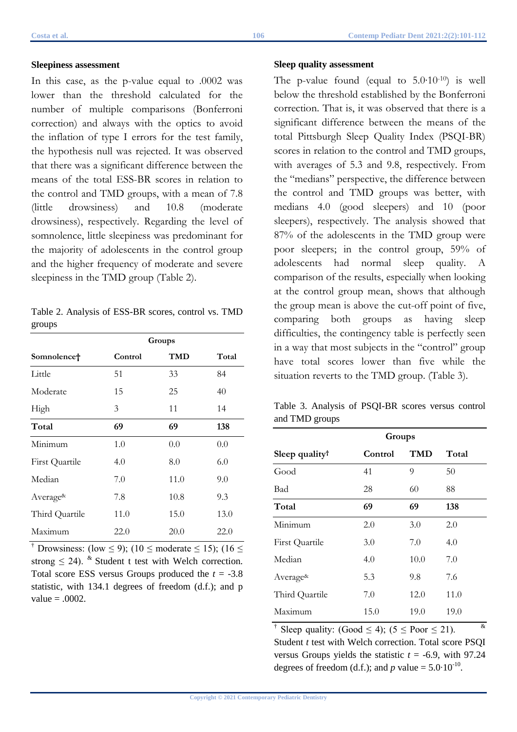### Sleepiness assessment

In this case, as the p-value equal to .0002 was lower than the threshold calculated for the number of multiple comparisons (Bonferroni correction) and always with the optics to avoid the inflation of type I errors for the test family, the hypothesis null was rejected. It was observed that there was a significant difference between the means of the total ESS-BR scores in relation to the control and TMD groups, with a mean of 7.8 (little drowsiness) and 10.8 (moderate drowsiness), respectively. Regarding the level of somnolence, little sleepiness was predominant for the majority of adolescents in the control group and the higher frequency of moderate and severe sleepiness in the TMD group (Table 2).

Table 2. Analysis of ESS-BR scores, control vs. TMD groups

| | Groups | | |
|---|---|---|---|
| **Somnolence†** | **Control** | **TMD** | **Total** |
| Little | 51 | 33 | 84 |
| Moderate | 15 | 25 | 40 |
| High | 3 | 11 | 14 |
| **Total** | **69** | **69** | **138** |
| Minimum | 1.0 | 0.0 | 0.0 |
| First Quartile | 4.0 | 8.0 | 6.0 |
| Median | 7.0 | 11.0 | 9.0 |
| Average& | 7.8 | 10.8 | 9.3 |
| Third Quartile | 11.0 | 15.0 | 13.0 |
| Maximum | 22.0 | 20.0 | 22.0 |

† Drowsiness: (low $\leq 9$); ($10 \leq$ moderate $\leq 15$); ($16 \leq$ strong $\leq 24$). & Student t test with Welch correction. Total score ESS versus Groups produced the $t = -3.8$ statistic, with 134.1 degrees of freedom (d.f.); and p value = .0002.

### Sleep quality assessment

The p-value found (equal to $5.0 \cdot 10^{-10}$) is well below the threshold established by the Bonferroni correction. That is, it was observed that there is a significant difference between the means of the total Pittsburgh Sleep Quality Index (PSQI-BR) scores in relation to the control and TMD groups, with averages of 5.3 and 9.8, respectively. From the "medians" perspective, the difference between the control and TMD groups was better, with medians 4.0 (good sleepers) and 10 (poor sleepers), respectively. The analysis showed that 87% of the adolescents in the TMD group were poor sleepers; in the control group, 59% of adolescents had normal sleep quality. A comparison of the results, especially when looking at the control group mean, shows that although the group mean is above the cut-off point of five, comparing both groups as having sleep difficulties, the contingency table is perfectly seen in a way that most subjects in the "control" group have total scores lower than five while the situation reverts to the TMD group. (Table 3).

Table 3. Analysis of PSQI-BR scores versus control and TMD groups

| | Groups | | |
|---|---|---|---|
| **Sleep quality†** | **Control** | **TMD** | **Total** |
| Good | 41 | 9 | 50 |
| Bad | 28 | 60 | 88 |
| **Total** | **69** | **69** | **138** |
| Minimum | 2.0 | 3.0 | 2.0 |
| First Quartile | 3.0 | 7.0 | 4.0 |
| Median | 4.0 | 10.0 | 7.0 |
| Average& | 5.3 | 9.8 | 7.6 |
| Third Quartile | 7.0 | 12.0 | 11.0 |
| Maximum | 15.0 | 19.0 | 19.0 |

† Sleep quality: (Good $\leq 4$); ($5 \leq$ Poor $\leq 21$). & Student *t* test with Welch correction. Total score PSQI versus Groups yields the statistic $t = -6.9$, with 97.24 degrees of freedom (d.f.); and *p* value = $5.0 \cdot 10^{-10}$.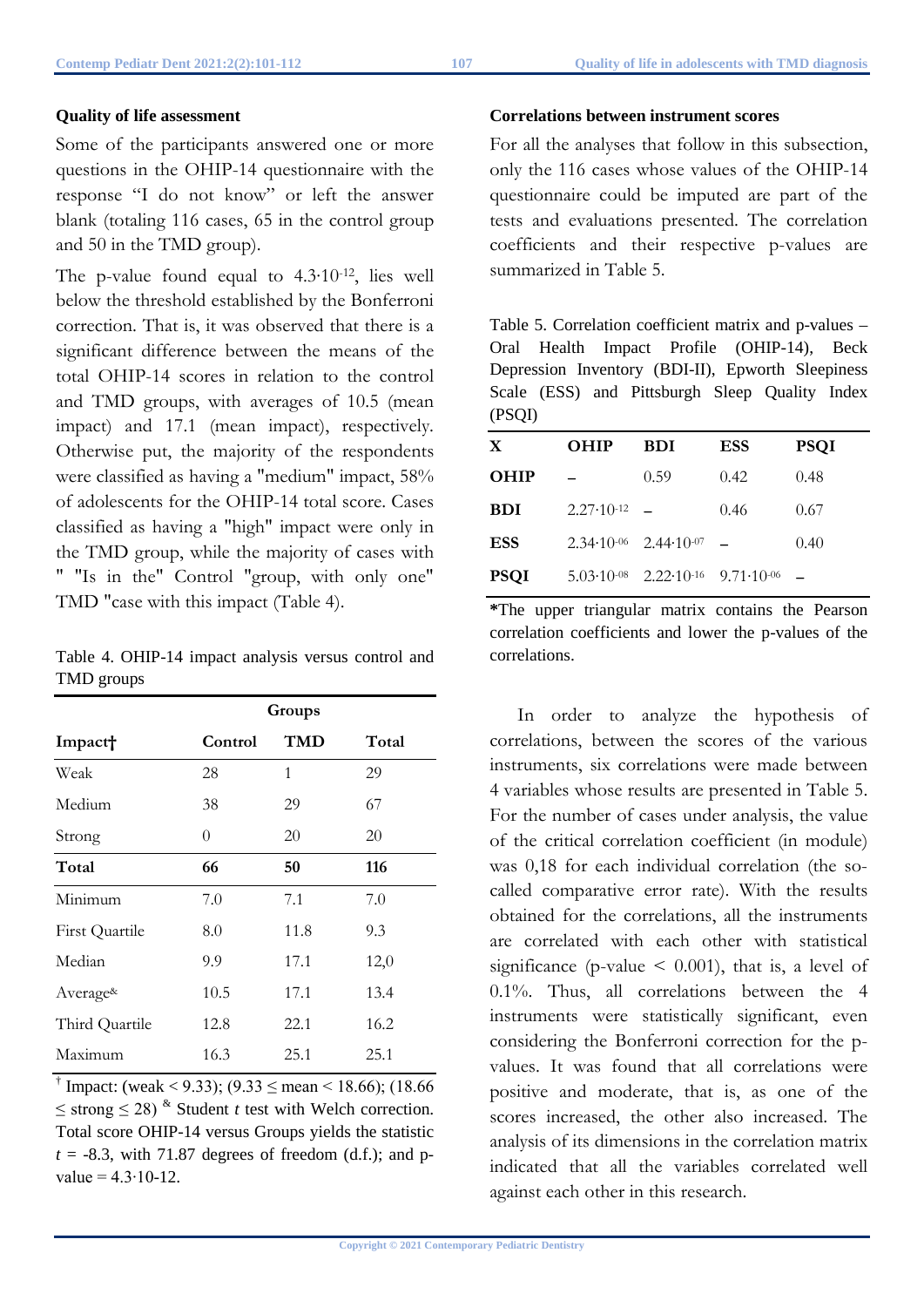### Quality of life assessment

Some of the participants answered one or more questions in the OHIP-14 questionnaire with the response "I do not know" or left the answer blank (totaling 116 cases, 65 in the control group and 50 in the TMD group).

The p-value found equal to $4.3{\cdot}10^{-12}$, lies well below the threshold established by the Bonferroni correction. That is, it was observed that there is a significant difference between the means of the total OHIP-14 scores in relation to the control and TMD groups, with averages of 10.5 (mean impact) and 17.1 (mean impact), respectively. Otherwise put, the majority of the respondents were classified as having a "medium" impact, 58% of adolescents for the OHIP-14 total score. Cases classified as having a "high" impact were only in the TMD group, while the majority of cases with " "Is in the" Control "group, with only one" TMD "case with this impact (Table 4).

Table 4. OHIP-14 impact analysis versus control and TMD groups

| | Groups | | |
|---|---|---|---|
| **Impact†** | **Control** | **TMD** | **Total** |
| Weak | 28 | 1 | 29 |
| Medium | 38 | 29 | 67 |
| Strong | 0 | 20 | 20 |
| **Total** | **66** | **50** | **116** |
| Minimum | 7.0 | 7.1 | 7.0 |
| First Quartile | 8.0 | 11.8 | 9.3 |
| Median | 9.9 | 17.1 | 12,0 |
| Average& | 10.5 | 17.1 | 13.4 |
| Third Quartile | 12.8 | 22.1 | 16.2 |
| Maximum | 16.3 | 25.1 | 25.1 |

† Impact: (weak < 9.33); (9.33 ≤ mean < 18.66); (18.66 ≤ strong ≤ 28) & Student *t* test with Welch correction. Total score OHIP-14 versus Groups yields the statistic $t = -8.3$, with 71.87 degrees of freedom (d.f.); and p-value = 4.3·10-12.

### Correlations between instrument scores

For all the analyses that follow in this subsection, only the 116 cases whose values of the OHIP-14 questionnaire could be imputed are part of the tests and evaluations presented. The correlation coefficients and their respective p-values are summarized in Table 5.

Table 5. Correlation coefficient matrix and p-values – Oral Health Impact Profile (OHIP-14), Beck Depression Inventory (BDI-II), Epworth Sleepiness Scale (ESS) and Pittsburgh Sleep Quality Index (PSQI)

| X | OHIP | BDI | ESS | PSQI |
|---|---|---|---|---|
| **OHIP** | – | 0.59 | 0.42 | 0.48 |
| **BDI** | $2.27{\cdot}10^{-12}$ | – | 0.46 | 0.67 |
| **ESS** | $2.34{\cdot}10^{-06}$ | $2.44{\cdot}10^{-07}$ | – | 0.40 |
| **PSQI** | $5.03{\cdot}10^{-08}$ | $2.22{\cdot}10^{-16}$ | $9.71{\cdot}10^{-06}$ | – |

*The upper triangular matrix contains the Pearson correlation coefficients and lower the p-values of the correlations.

In order to analyze the hypothesis of correlations, between the scores of the various instruments, six correlations were made between 4 variables whose results are presented in Table 5. For the number of cases under analysis, the value of the critical correlation coefficient (in module) was 0,18 for each individual correlation (the so-called comparative error rate). With the results obtained for the correlations, all the instruments are correlated with each other with statistical significance (p-value < 0.001), that is, a level of 0.1%. Thus, all correlations between the 4 instruments were statistically significant, even considering the Bonferroni correction for the p-values. It was found that all correlations were positive and moderate, that is, as one of the scores increased, the other also increased. The analysis of its dimensions in the correlation matrix indicated that all the variables correlated well against each other in this research.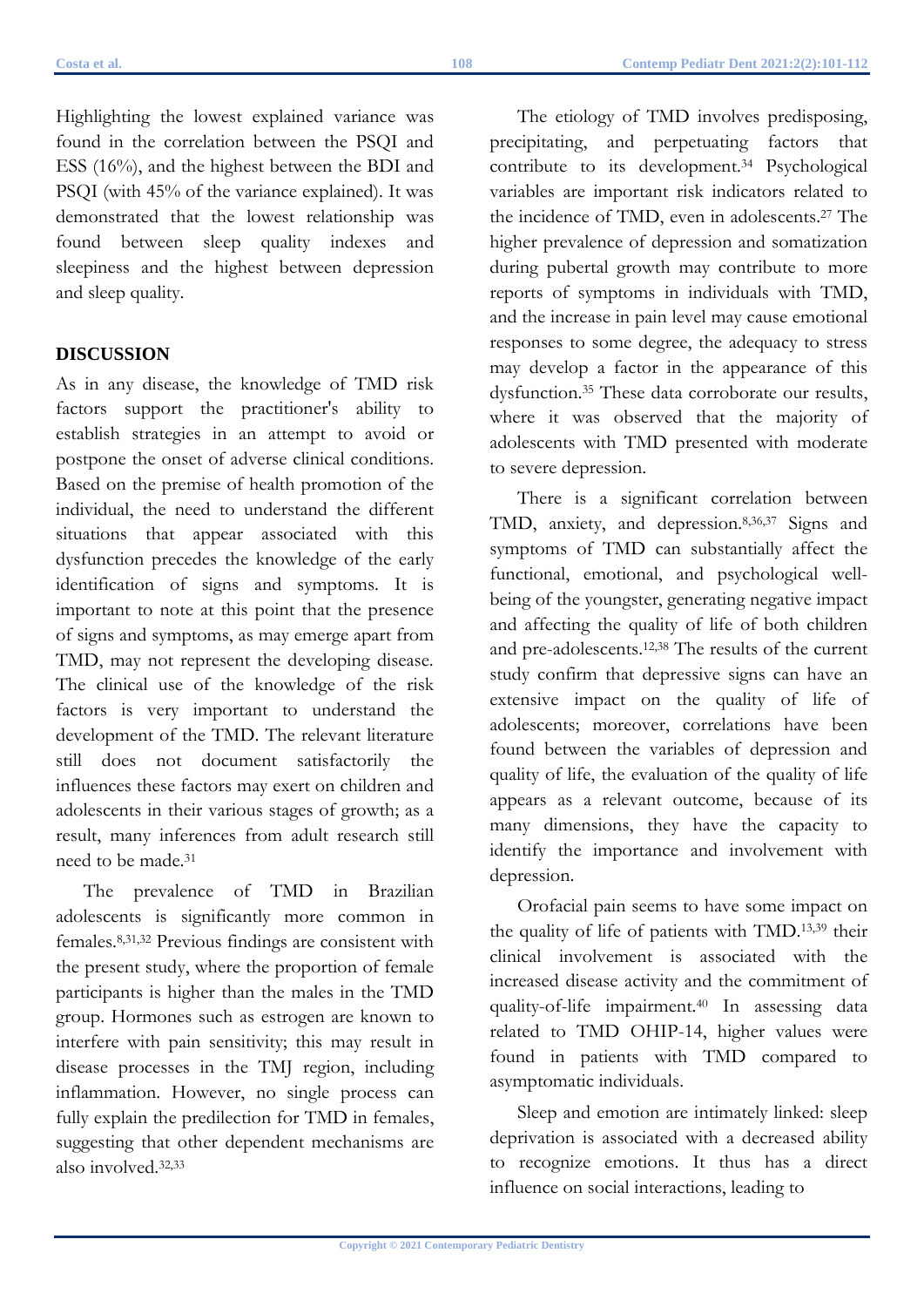Highlighting the lowest explained variance was found in the correlation between the PSQI and ESS (16%), and the highest between the BDI and PSQI (with 45% of the variance explained). It was demonstrated that the lowest relationship was found between sleep quality indexes and sleepiness and the highest between depression and sleep quality.

## DISCUSSION

As in any disease, the knowledge of TMD risk factors support the practitioner's ability to establish strategies in an attempt to avoid or postpone the onset of adverse clinical conditions. Based on the premise of health promotion of the individual, the need to understand the different situations that appear associated with this dysfunction precedes the knowledge of the early identification of signs and symptoms. It is important to note at this point that the presence of signs and symptoms, as may emerge apart from TMD, may not represent the developing disease. The clinical use of the knowledge of the risk factors is very important to understand the development of the TMD. The relevant literature still does not document satisfactorily the influences these factors may exert on children and adolescents in their various stages of growth; as a result, many inferences from adult research still need to be made.[31]

The prevalence of TMD in Brazilian adolescents is significantly more common in females.[8,31,32] Previous findings are consistent with the present study, where the proportion of female participants is higher than the males in the TMD group. Hormones such as estrogen are known to interfere with pain sensitivity; this may result in disease processes in the TMJ region, including inflammation. However, no single process can fully explain the predilection for TMD in females, suggesting that other dependent mechanisms are also involved.[32,33]

The etiology of TMD involves predisposing, precipitating, and perpetuating factors that contribute to its development.[34] Psychological variables are important risk indicators related to the incidence of TMD, even in adolescents.[27] The higher prevalence of depression and somatization during pubertal growth may contribute to more reports of symptoms in individuals with TMD, and the increase in pain level may cause emotional responses to some degree, the adequacy to stress may develop a factor in the appearance of this dysfunction.[35] These data corroborate our results, where it was observed that the majority of adolescents with TMD presented with moderate to severe depression.

There is a significant correlation between TMD, anxiety, and depression.[8,36,37] Signs and symptoms of TMD can substantially affect the functional, emotional, and psychological well-being of the youngster, generating negative impact and affecting the quality of life of both children and pre-adolescents.[12,38] The results of the current study confirm that depressive signs can have an extensive impact on the quality of life of adolescents; moreover, correlations have been found between the variables of depression and quality of life, the evaluation of the quality of life appears as a relevant outcome, because of its many dimensions, they have the capacity to identify the importance and involvement with depression.

Orofacial pain seems to have some impact on the quality of life of patients with TMD.[13,39] their clinical involvement is associated with the increased disease activity and the commitment of quality-of-life impairment.[40] In assessing data related to TMD OHIP-14, higher values were found in patients with TMD compared to asymptomatic individuals.

Sleep and emotion are intimately linked: sleep deprivation is associated with a decreased ability to recognize emotions. It thus has a direct influence on social interactions, leading to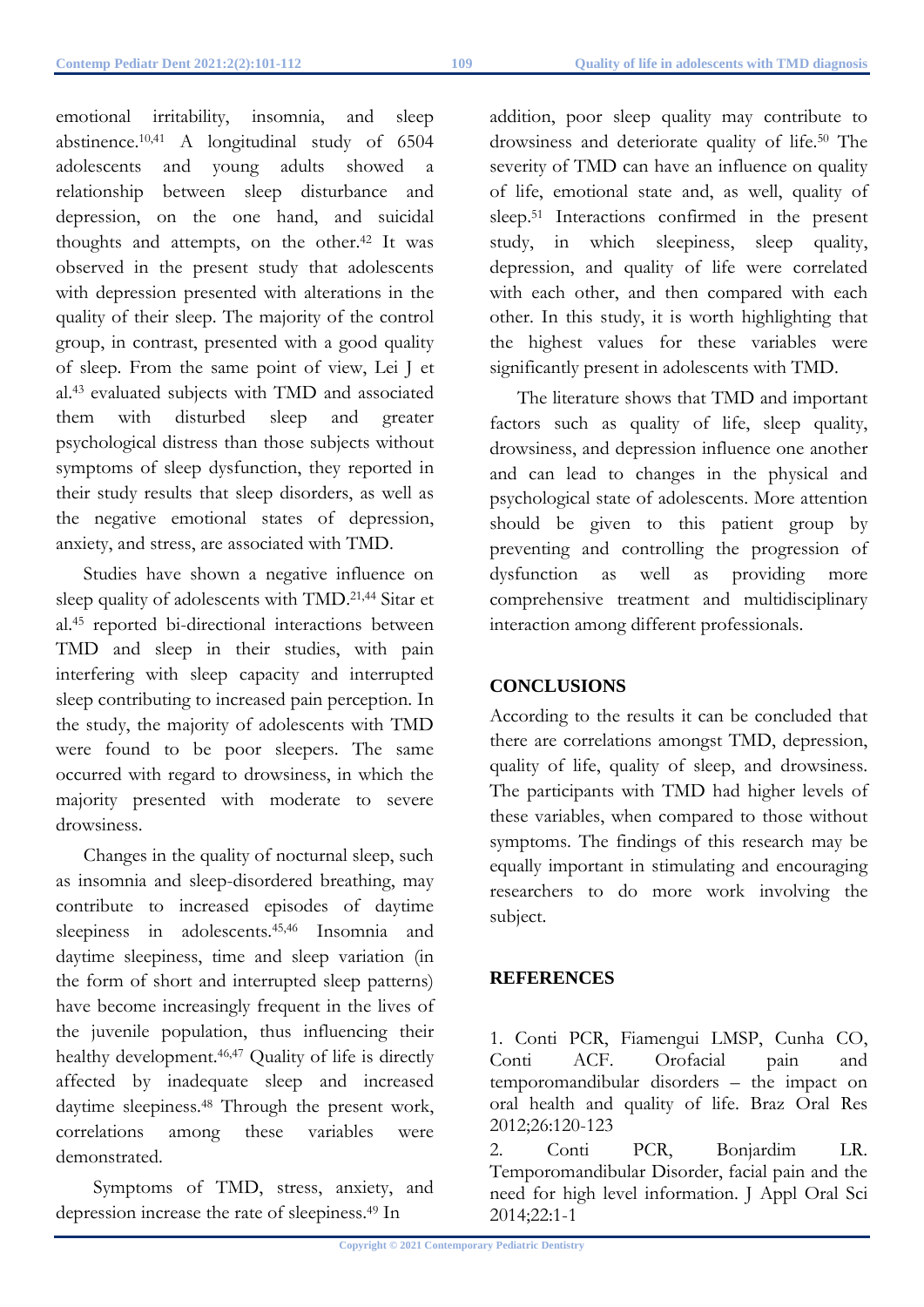emotional irritability, insomnia, and sleep abstinence.[10,41] A longitudinal study of 6504 adolescents and young adults showed a relationship between sleep disturbance and depression, on the one hand, and suicidal thoughts and attempts, on the other.[42] It was observed in the present study that adolescents with depression presented with alterations in the quality of their sleep. The majority of the control group, in contrast, presented with a good quality of sleep. From the same point of view, Lei J et al.[43] evaluated subjects with TMD and associated them with disturbed sleep and greater psychological distress than those subjects without symptoms of sleep dysfunction, they reported in their study results that sleep disorders, as well as the negative emotional states of depression, anxiety, and stress, are associated with TMD.

Studies have shown a negative influence on sleep quality of adolescents with TMD.[21,44] Sitar et al.[45] reported bi-directional interactions between TMD and sleep in their studies, with pain interfering with sleep capacity and interrupted sleep contributing to increased pain perception. In the study, the majority of adolescents with TMD were found to be poor sleepers. The same occurred with regard to drowsiness, in which the majority presented with moderate to severe drowsiness.

Changes in the quality of nocturnal sleep, such as insomnia and sleep-disordered breathing, may contribute to increased episodes of daytime sleepiness in adolescents.[45,46] Insomnia and daytime sleepiness, time and sleep variation (in the form of short and interrupted sleep patterns) have become increasingly frequent in the lives of the juvenile population, thus influencing their healthy development.[46,47] Quality of life is directly affected by inadequate sleep and increased daytime sleepiness.[48] Through the present work, correlations among these variables were demonstrated.

Symptoms of TMD, stress, anxiety, and depression increase the rate of sleepiness.[49] In addition, poor sleep quality may contribute to drowsiness and deteriorate quality of life.[50] The severity of TMD can have an influence on quality of life, emotional state and, as well, quality of sleep.[51] Interactions confirmed in the present study, in which sleepiness, sleep quality, depression, and quality of life were correlated with each other, and then compared with each other. In this study, it is worth highlighting that the highest values for these variables were significantly present in adolescents with TMD.

The literature shows that TMD and important factors such as quality of life, sleep quality, drowsiness, and depression influence one another and can lead to changes in the physical and psychological state of adolescents. More attention should be given to this patient group by preventing and controlling the progression of dysfunction as well as providing more comprehensive treatment and multidisciplinary interaction among different professionals.

## CONCLUSIONS

According to the results it can be concluded that there are correlations amongst TMD, depression, quality of life, quality of sleep, and drowsiness. The participants with TMD had higher levels of these variables, when compared to those without symptoms. The findings of this research may be equally important in stimulating and encouraging researchers to do more work involving the subject.

## REFERENCES

1. Conti PCR, Fiamengui LMSP, Cunha CO, Conti ACF. Orofacial pain and temporomandibular disorders – the impact on oral health and quality of life. Braz Oral Res 2012;26:120-123

2. Conti PCR, Bonjardim LR. Temporomandibular Disorder, facial pain and the need for high level information. J Appl Oral Sci 2014;22:1-1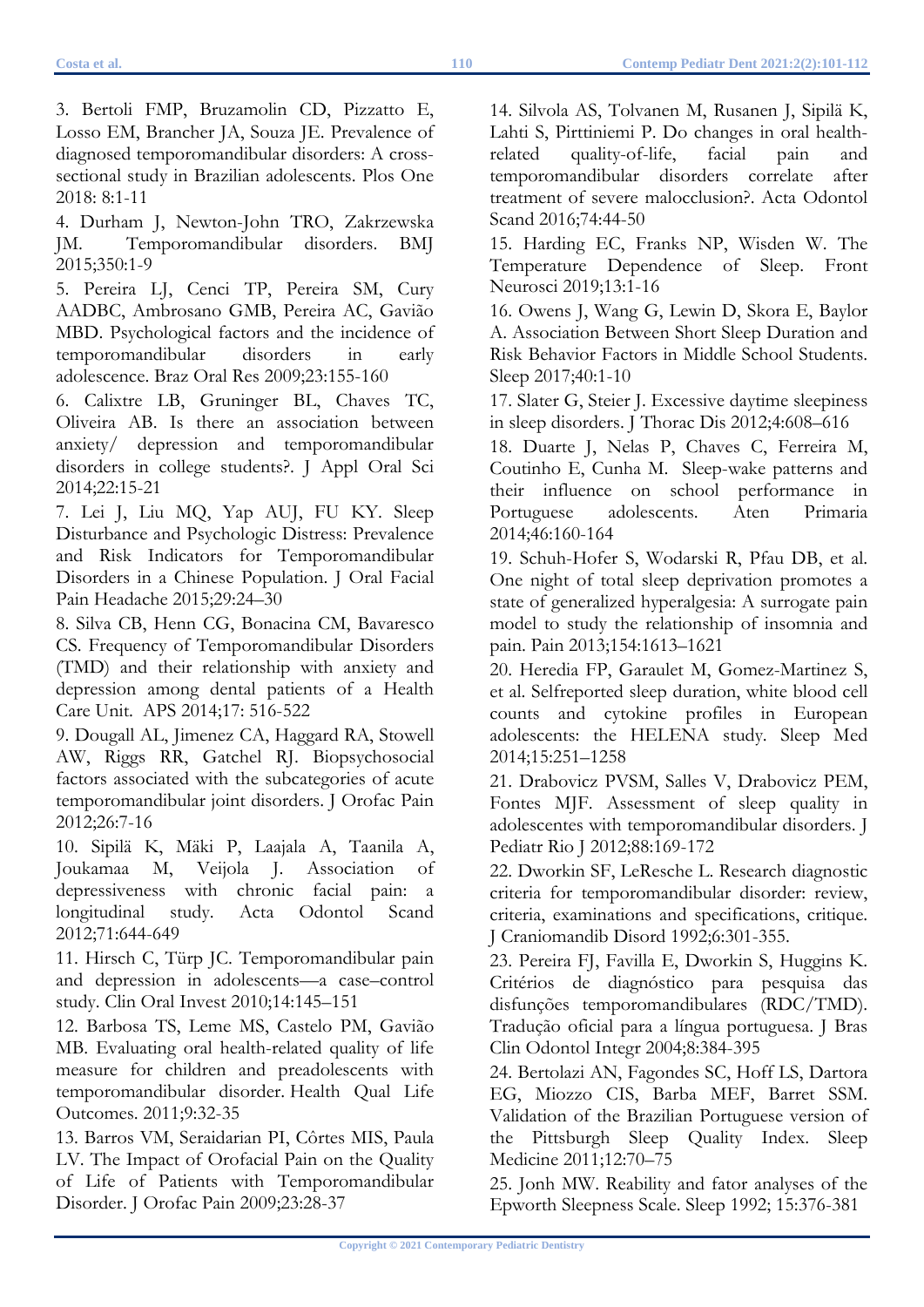3. Bertoli FMP, Bruzamolin CD, Pizzatto E, Losso EM, Brancher JA, Souza JE. Prevalence of diagnosed temporomandibular disorders: A cross-sectional study in Brazilian adolescents. Plos One 2018: 8:1-11

4. Durham J, Newton-John TRO, Zakrzewska JM. Temporomandibular disorders. BMJ 2015;350:1-9

5. Pereira LJ, Cenci TP, Pereira SM, Cury AADBC, Ambrosano GMB, Pereira AC, Gavião MBD. Psychological factors and the incidence of temporomandibular disorders in early adolescence. Braz Oral Res 2009;23:155-160

6. Calixtre LB, Gruninger BL, Chaves TC, Oliveira AB. Is there an association between anxiety/ depression and temporomandibular disorders in college students?. J Appl Oral Sci 2014;22:15-21

7. Lei J, Liu MQ, Yap AUJ, FU KY. Sleep Disturbance and Psychologic Distress: Prevalence and Risk Indicators for Temporomandibular Disorders in a Chinese Population. J Oral Facial Pain Headache 2015;29:24–30

8. Silva CB, Henn CG, Bonacina CM, Bavaresco CS. Frequency of Temporomandibular Disorders (TMD) and their relationship with anxiety and depression among dental patients of a Health Care Unit. APS 2014;17: 516-522

9. Dougall AL, Jimenez CA, Haggard RA, Stowell AW, Riggs RR, Gatchel RJ. Biopsychosocial factors associated with the subcategories of acute temporomandibular joint disorders. J Orofac Pain 2012;26:7-16

10. Sipilä K, Mäki P, Laajala A, Taanila A, Joukamaa M, Veijola J. Association of depressiveness with chronic facial pain: a longitudinal study. Acta Odontol Scand 2012;71:644-649

11. Hirsch C, Türp JC. Temporomandibular pain and depression in adolescents—a case–control study. Clin Oral Invest 2010;14:145–151

12. Barbosa TS, Leme MS, Castelo PM, Gavião MB. Evaluating oral health-related quality of life measure for children and preadolescents with temporomandibular disorder. Health Qual Life Outcomes. 2011;9:32-35

13. Barros VM, Seraidarian PI, Côrtes MIS, Paula LV. The Impact of Orofacial Pain on the Quality of Life of Patients with Temporomandibular Disorder. J Orofac Pain 2009;23:28-37

14. Silvola AS, Tolvanen M, Rusanen J, Sipilä K, Lahti S, Pirttiniemi P. Do changes in oral health-related quality-of-life, facial pain and temporomandibular disorders correlate after treatment of severe malocclusion?. Acta Odontol Scand 2016;74:44-50

15. Harding EC, Franks NP, Wisden W. The Temperature Dependence of Sleep. Front Neurosci 2019;13:1-16

16. Owens J, Wang G, Lewin D, Skora E, Baylor A. Association Between Short Sleep Duration and Risk Behavior Factors in Middle School Students. Sleep 2017;40:1-10

17. Slater G, Steier J. Excessive daytime sleepiness in sleep disorders. J Thorac Dis 2012;4:608–616

18. Duarte J, Nelas P, Chaves C, Ferreira M, Coutinho E, Cunha M. Sleep-wake patterns and their influence on school performance in Portuguese adolescents. Aten Primaria 2014;46:160-164

19. Schuh-Hofer S, Wodarski R, Pfau DB, et al. One night of total sleep deprivation promotes a state of generalized hyperalgesia: A surrogate pain model to study the relationship of insomnia and pain. Pain 2013;154:1613–1621

20. Heredia FP, Garaulet M, Gomez-Martinez S, et al. Selfreported sleep duration, white blood cell counts and cytokine profiles in European adolescents: the HELENA study. Sleep Med 2014;15:251–1258

21. Drabovicz PVSM, Salles V, Drabovicz PEM, Fontes MJF. Assessment of sleep quality in adolescentes with temporomandibular disorders. J Pediatr Rio J 2012;88:169-172

22. Dworkin SF, LeResche L. Research diagnostic criteria for temporomandibular disorder: review, criteria, examinations and specifications, critique. J Craniomandib Disord 1992;6:301-355.

23. Pereira FJ, Favilla E, Dworkin S, Huggins K. Critérios de diagnóstico para pesquisa das disfunções temporomandibulares (RDC/TMD). Tradução oficial para a língua portuguesa. J Bras Clin Odontol Integr 2004;8:384-395

24. Bertolazi AN, Fagondes SC, Hoff LS, Dartora EG, Miozzo CIS, Barba MEF, Barret SSM. Validation of the Brazilian Portuguese version of the Pittsburgh Sleep Quality Index. Sleep Medicine 2011;12:70–75

25. Jonh MW. Reability and fator analyses of the Epworth Sleepness Scale. Sleep 1992; 15:376-381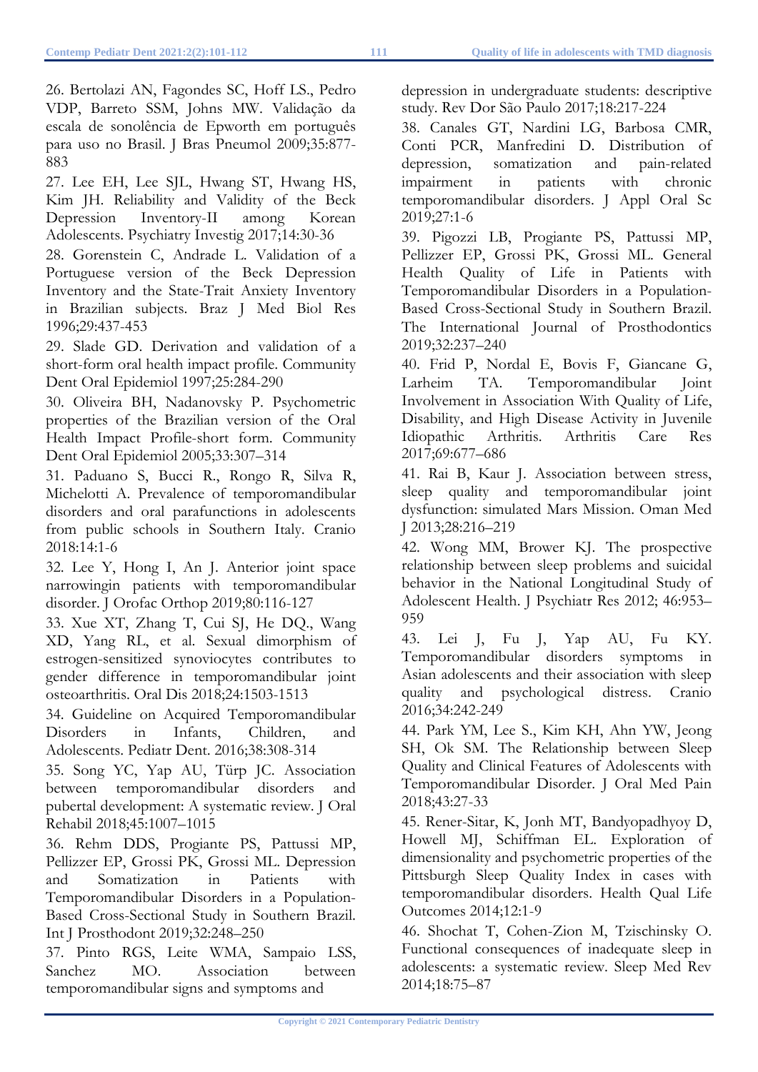26. Bertolazi AN, Fagondes SC, Hoff LS., Pedro VDP, Barreto SSM, Johns MW. Validação da escala de sonolência de Epworth em português para uso no Brasil. J Bras Pneumol 2009;35:877-883

27. Lee EH, Lee SJL, Hwang ST, Hwang HS, Kim JH. Reliability and Validity of the Beck Depression Inventory-II among Korean Adolescents. Psychiatry Investig 2017;14:30-36

28. Gorenstein C, Andrade L. Validation of a Portuguese version of the Beck Depression Inventory and the State-Trait Anxiety Inventory in Brazilian subjects. Braz J Med Biol Res 1996;29:437-453

29. Slade GD. Derivation and validation of a short-form oral health impact profile. Community Dent Oral Epidemiol 1997;25:284-290

30. Oliveira BH, Nadanovsky P. Psychometric properties of the Brazilian version of the Oral Health Impact Profile-short form. Community Dent Oral Epidemiol 2005;33:307–314

31. Paduano S, Bucci R., Rongo R, Silva R, Michelotti A. Prevalence of temporomandibular disorders and oral parafunctions in adolescents from public schools in Southern Italy. Cranio 2018:14:1-6

32. Lee Y, Hong I, An J. Anterior joint space narrowingin patients with temporomandibular disorder. J Orofac Orthop 2019;80:116-127

33. Xue XT, Zhang T, Cui SJ, He DQ., Wang XD, Yang RL, et al. Sexual dimorphism of estrogen-sensitized synoviocytes contributes to gender difference in temporomandibular joint osteoarthritis. Oral Dis 2018;24:1503-1513

34. Guideline on Acquired Temporomandibular Disorders in Infants, Children, and Adolescents. Pediatr Dent. 2016;38:308-314

35. Song YC, Yap AU, Türp JC. Association between temporomandibular disorders and pubertal development: A systematic review. J Oral Rehabil 2018;45:1007–1015

36. Rehm DDS, Progiante PS, Pattussi MP, Pellizzer EP, Grossi PK, Grossi ML. Depression and Somatization in Patients with Temporomandibular Disorders in a Population-Based Cross-Sectional Study in Southern Brazil. Int J Prosthodont 2019;32:248–250

37. Pinto RGS, Leite WMA, Sampaio LSS, Sanchez MO. Association between temporomandibular signs and symptoms and depression in undergraduate students: descriptive study. Rev Dor São Paulo 2017;18:217-224

38. Canales GT, Nardini LG, Barbosa CMR, Conti PCR, Manfredini D. Distribution of depression, somatization and pain-related impairment in patients with chronic temporomandibular disorders. J Appl Oral Sc 2019;27:1-6

39. Pigozzi LB, Progiante PS, Pattussi MP, Pellizzer EP, Grossi PK, Grossi ML. General Health Quality of Life in Patients with Temporomandibular Disorders in a Population-Based Cross-Sectional Study in Southern Brazil. The International Journal of Prosthodontics 2019;32:237–240

40. Frid P, Nordal E, Bovis F, Giancane G, Larheim TA. Temporomandibular Joint Involvement in Association With Quality of Life, Disability, and High Disease Activity in Juvenile Idiopathic Arthritis. Arthritis Care Res 2017;69:677–686

41. Rai B, Kaur J. Association between stress, sleep quality and temporomandibular joint dysfunction: simulated Mars Mission. Oman Med J 2013;28:216–219

42. Wong MM, Brower KJ. The prospective relationship between sleep problems and suicidal behavior in the National Longitudinal Study of Adolescent Health. J Psychiatr Res 2012; 46:953–959

43. Lei J, Fu J, Yap AU, Fu KY. Temporomandibular disorders symptoms in Asian adolescents and their association with sleep quality and psychological distress. Cranio 2016;34:242-249

44. Park YM, Lee S., Kim KH, Ahn YW, Jeong SH, Ok SM. The Relationship between Sleep Quality and Clinical Features of Adolescents with Temporomandibular Disorder. J Oral Med Pain 2018;43:27-33

45. Rener-Sitar, K, Jonh MT, Bandyopadhyoy D, Howell MJ, Schiffman EL. Exploration of dimensionality and psychometric properties of the Pittsburgh Sleep Quality Index in cases with temporomandibular disorders. Health Qual Life Outcomes 2014;12:1-9

46. Shochat T, Cohen-Zion M, Tzischinsky O. Functional consequences of inadequate sleep in adolescents: a systematic review. Sleep Med Rev 2014;18:75–87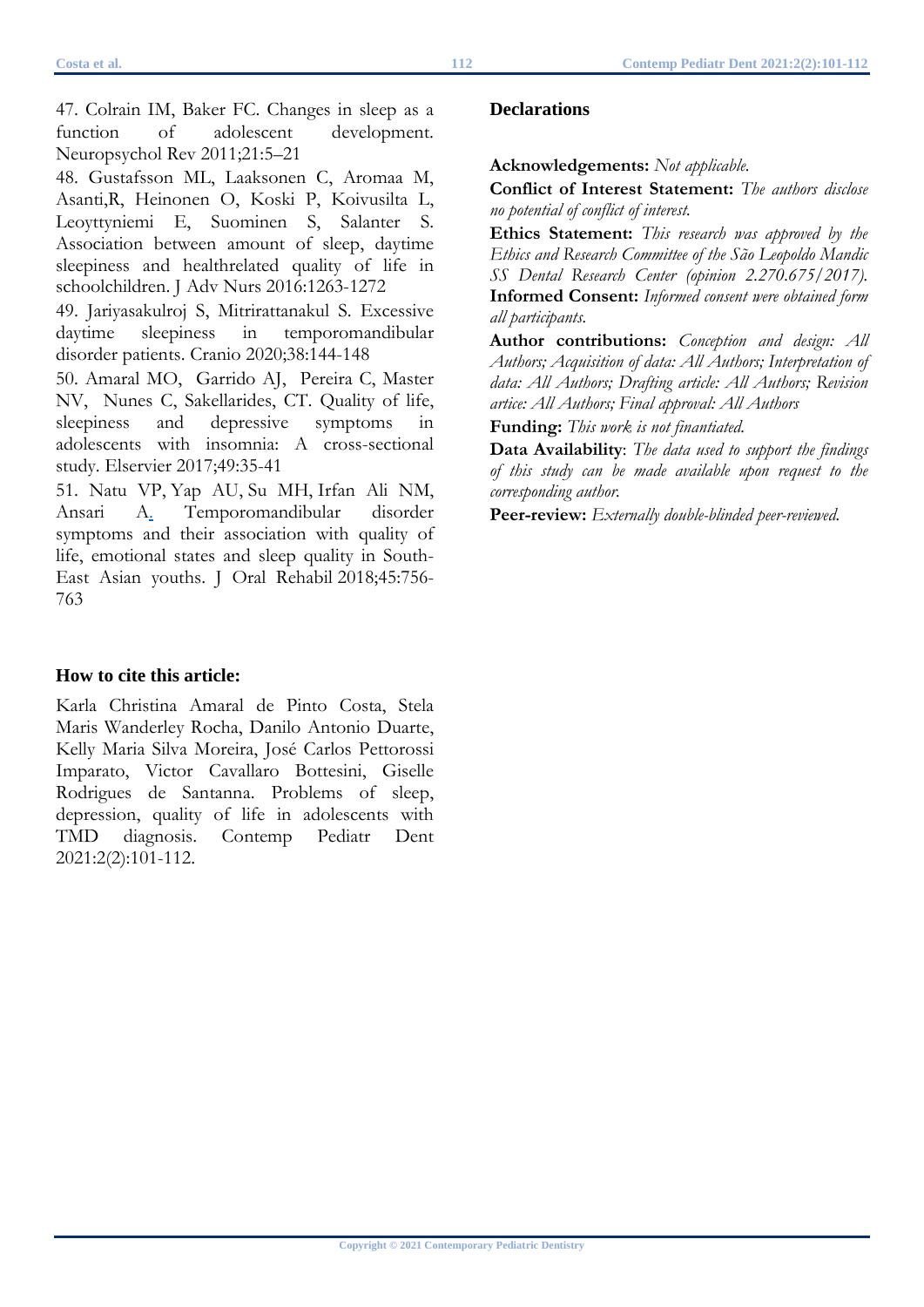47. Colrain IM, Baker FC. Changes in sleep as a function of adolescent development. Neuropsychol Rev 2011;21:5–21

48. Gustafsson ML, Laaksonen C, Aromaa M, Asanti,R, Heinonen O, Koski P, Koivusilta L, Leoyttyniemi E, Suominen S, Salanter S. Association between amount of sleep, daytime sleepiness and healthrelated quality of life in schoolchildren. J Adv Nurs 2016:1263-1272

49. Jariyasakulroj S, Mitrirattanakul S. Excessive daytime sleepiness in temporomandibular disorder patients. Cranio 2020;38:144-148

50. Amaral MO, Garrido AJ, Pereira C, Master NV, Nunes C, Sakellarides, CT. Quality of life, sleepiness and depressive symptoms in adolescents with insomnia: A cross-sectional study. Elservier 2017;49:35-41

51. Natu VP, Yap AU, Su MH, Irfan Ali NM, Ansari A. Temporomandibular disorder symptoms and their association with quality of life, emotional states and sleep quality in South-East Asian youths. J Oral Rehabil 2018;45:756-763

### How to cite this article:

Karla Christina Amaral de Pinto Costa, Stela Maris Wanderley Rocha, Danilo Antonio Duarte, Kelly Maria Silva Moreira, José Carlos Pettorossi Imparato, Victor Cavallaro Bottesini, Giselle Rodrigues de Santanna. Problems of sleep, depression, quality of life in adolescents with TMD diagnosis. Contemp Pediatr Dent 2021:2(2):101-112.

### Declarations

**Acknowledgements:** *Not applicable.*

**Conflict of Interest Statement:** *The authors disclose no potential of conflict of interest.*

**Ethics Statement:** *This research was approved by the Ethics and Research Committee of the São Leopoldo Mandic SS Dental Research Center (opinion 2.270.675/2017).*

**Informed Consent:** *Informed consent were obtained form all participants.*

**Author contributions:** *Conception and design: All Authors; Acquisition of data: All Authors; Interpretation of data: All Authors; Drafting article: All Authors; Revision artice: All Authors; Final approval: All Authors*

**Funding:** *This work is not finantiated.*

**Data Availability**: *The data used to support the findings of this study can be made available upon request to the corresponding author.*

**Peer-review:** *Externally double-blinded peer-reviewed.*